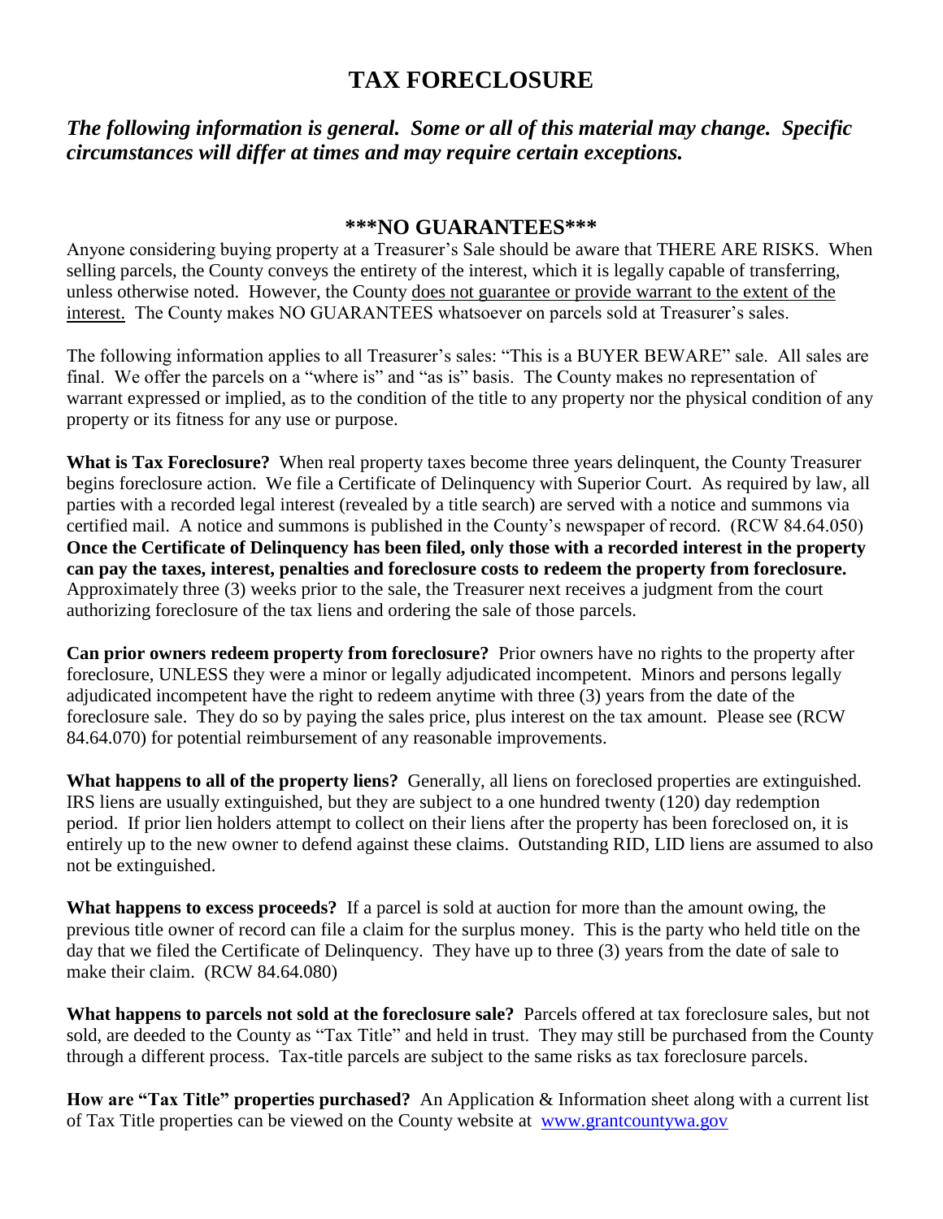# TAX FORECLOSURE

## *The following information is general. Some or all of this material may change. Specific circumstances will differ at times and may require certain exceptions.*

### \*\*\*NO GUARANTEES\*\*\*

Anyone considering buying property at a Treasurer's Sale should be aware that THERE ARE RISKS. When selling parcels, the County conveys the entirety of the interest, which it is legally capable of transferring, unless otherwise noted. However, the County <u>does not guarantee or provide warrant to the extent of the interest.</u> The County makes NO GUARANTEES whatsoever on parcels sold at Treasurer's sales.

The following information applies to all Treasurer's sales: "This is a BUYER BEWARE" sale. All sales are final. We offer the parcels on a "where is" and "as is" basis. The County makes no representation of warrant expressed or implied, as to the condition of the title to any property nor the physical condition of any property or its fitness for any use or purpose.

**What is Tax Foreclosure?** When real property taxes become three years delinquent, the County Treasurer begins foreclosure action. We file a Certificate of Delinquency with Superior Court. As required by law, all parties with a recorded legal interest (revealed by a title search) are served with a notice and summons via certified mail. A notice and summons is published in the County's newspaper of record. (RCW 84.64.050) **Once the Certificate of Delinquency has been filed, only those with a recorded interest in the property can pay the taxes, interest, penalties and foreclosure costs to redeem the property from foreclosure.** Approximately three (3) weeks prior to the sale, the Treasurer next receives a judgment from the court authorizing foreclosure of the tax liens and ordering the sale of those parcels.

**Can prior owners redeem property from foreclosure?** Prior owners have no rights to the property after foreclosure, UNLESS they were a minor or legally adjudicated incompetent. Minors and persons legally adjudicated incompetent have the right to redeem anytime with three (3) years from the date of the foreclosure sale. They do so by paying the sales price, plus interest on the tax amount. Please see (RCW 84.64.070) for potential reimbursement of any reasonable improvements.

**What happens to all of the property liens?** Generally, all liens on foreclosed properties are extinguished. IRS liens are usually extinguished, but they are subject to a one hundred twenty (120) day redemption period. If prior lien holders attempt to collect on their liens after the property has been foreclosed on, it is entirely up to the new owner to defend against these claims. Outstanding RID, LID liens are assumed to also not be extinguished.

**What happens to excess proceeds?** If a parcel is sold at auction for more than the amount owing, the previous title owner of record can file a claim for the surplus money. This is the party who held title on the day that we filed the Certificate of Delinquency. They have up to three (3) years from the date of sale to make their claim. (RCW 84.64.080)

**What happens to parcels not sold at the foreclosure sale?** Parcels offered at tax foreclosure sales, but not sold, are deeded to the County as "Tax Title" and held in trust. They may still be purchased from the County through a different process. Tax-title parcels are subject to the same risks as tax foreclosure parcels.

**How are "Tax Title" properties purchased?** An Application & Information sheet along with a current list of Tax Title properties can be viewed on the County website at [www.grantcountywa.gov](http://www.grantcountywa.gov)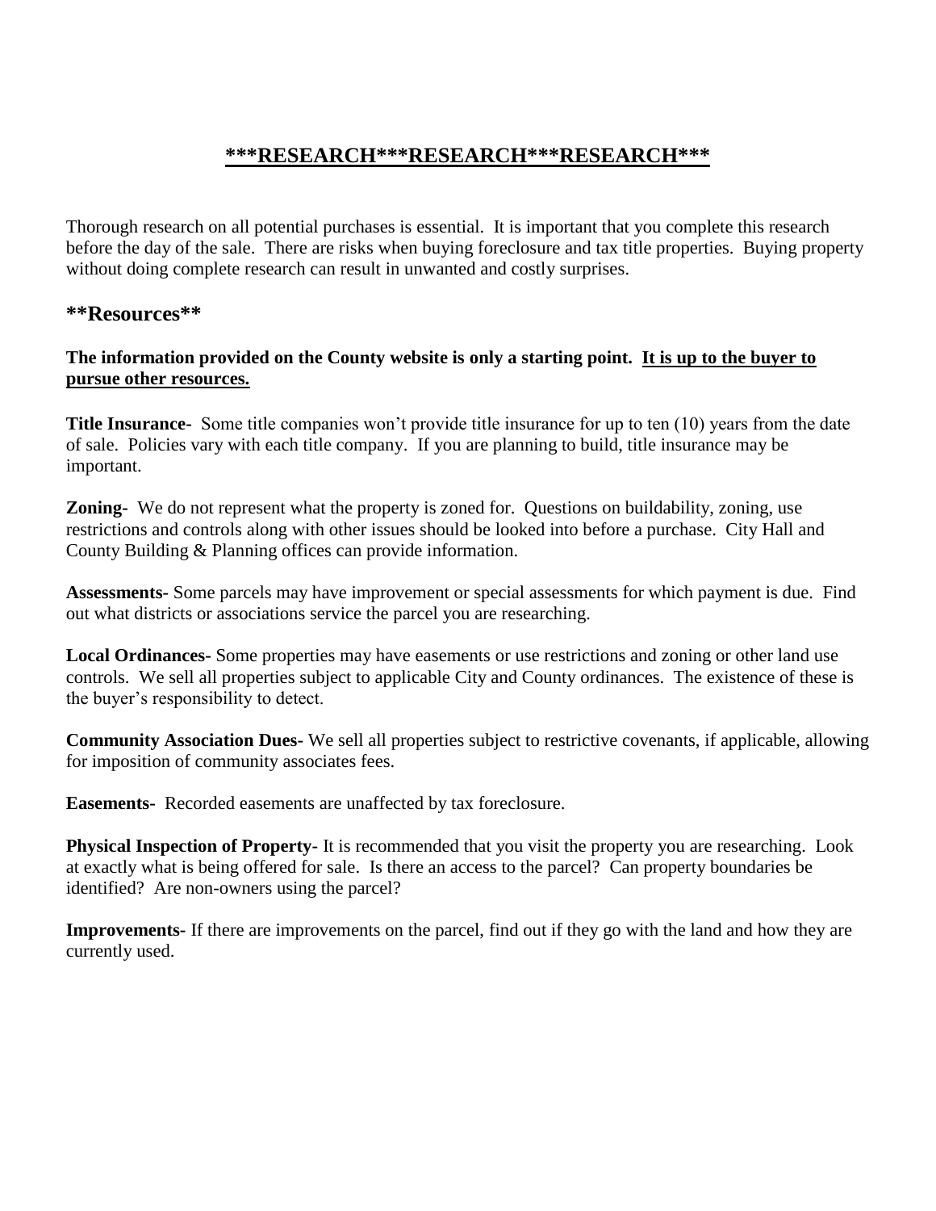# <u>\***RESEARCH***RESEARCH***RESEARCH***</u>

Thorough research on all potential purchases is essential. It is important that you complete this research before the day of the sale. There are risks when buying foreclosure and tax title properties. Buying property without doing complete research can result in unwanted and costly surprises.

## **Resources**

**The information provided on the County website is only a starting point. <u>It is up to the buyer to pursue other resources.</u>**

**Title Insurance-** Some title companies won't provide title insurance for up to ten (10) years from the date of sale. Policies vary with each title company. If you are planning to build, title insurance may be important.

**Zoning-** We do not represent what the property is zoned for. Questions on buildability, zoning, use restrictions and controls along with other issues should be looked into before a purchase. City Hall and County Building & Planning offices can provide information.

**Assessments-** Some parcels may have improvement or special assessments for which payment is due. Find out what districts or associations service the parcel you are researching.

**Local Ordinances-** Some properties may have easements or use restrictions and zoning or other land use controls. We sell all properties subject to applicable City and County ordinances. The existence of these is the buyer's responsibility to detect.

**Community Association Dues-** We sell all properties subject to restrictive covenants, if applicable, allowing for imposition of community associates fees.

**Easements-** Recorded easements are unaffected by tax foreclosure.

**Physical Inspection of Property-** It is recommended that you visit the property you are researching. Look at exactly what is being offered for sale. Is there an access to the parcel? Can property boundaries be identified? Are non-owners using the parcel?

**Improvements-** If there are improvements on the parcel, find out if they go with the land and how they are currently used.